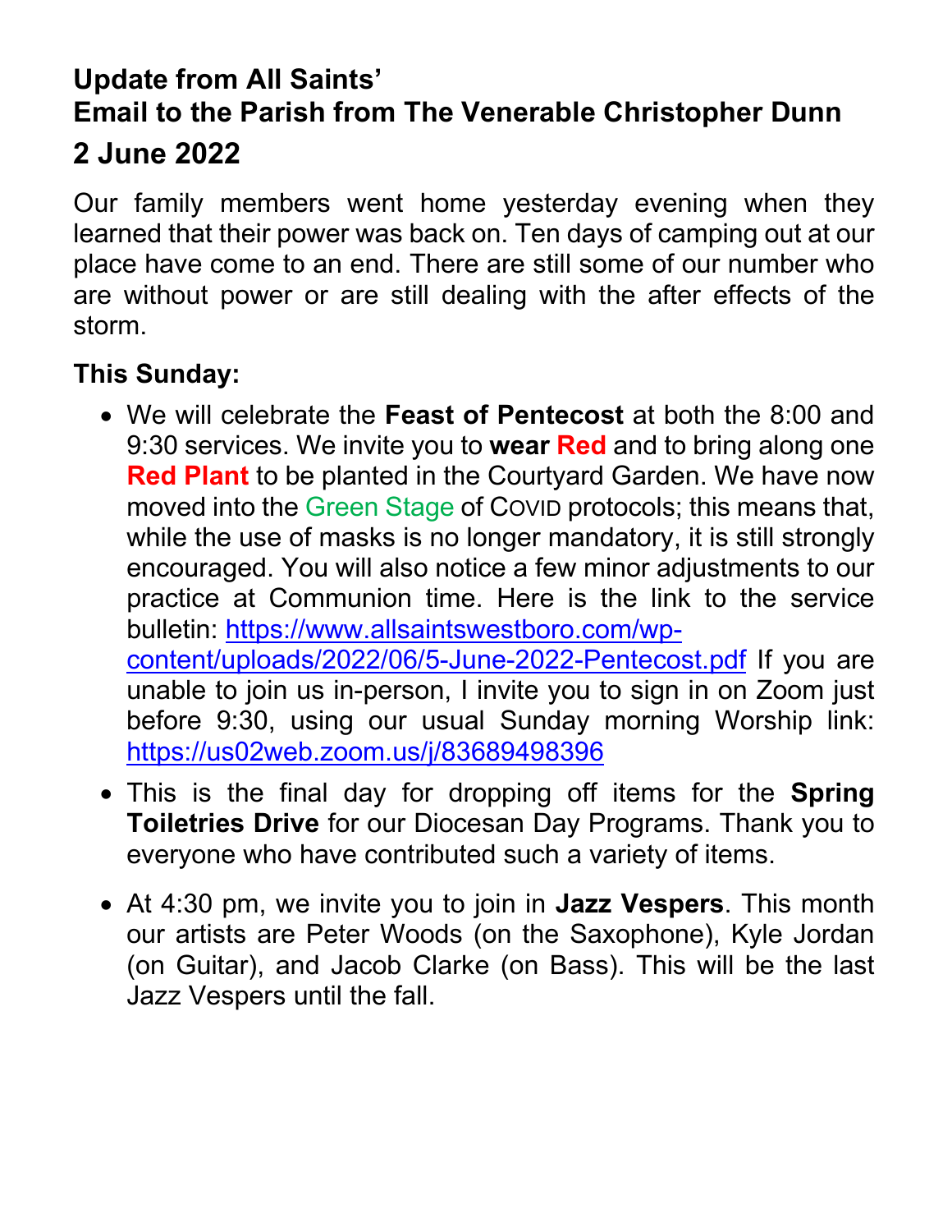# Update from All Saints'
# Email to the Parish from The Venerable Christopher Dunn
## 2 June 2022

Our family members went home yesterday evening when they learned that their power was back on. Ten days of camping out at our place have come to an end. There are still some of our number who are without power or are still dealing with the after effects of the storm.

### This Sunday:

- We will celebrate the **Feast of Pentecost** at both the 8:00 and 9:30 services. We invite you to **wear Red** and to bring along one **Red Plant** to be planted in the Courtyard Garden. We have now moved into the Green Stage of COVID protocols; this means that, while the use of masks is no longer mandatory, it is still strongly encouraged. You will also notice a few minor adjustments to our practice at Communion time. Here is the link to the service bulletin: https://www.allsaintswestboro.com/wp-content/uploads/2022/06/5-June-2022-Pentecost.pdf If you are unable to join us in-person, I invite you to sign in on Zoom just before 9:30, using our usual Sunday morning Worship link: https://us02web.zoom.us/j/83689498396
- This is the final day for dropping off items for the **Spring Toiletries Drive** for our Diocesan Day Programs. Thank you to everyone who have contributed such a variety of items.
- At 4:30 pm, we invite you to join in **Jazz Vespers**. This month our artists are Peter Woods (on the Saxophone), Kyle Jordan (on Guitar), and Jacob Clarke (on Bass). This will be the last Jazz Vespers until the fall.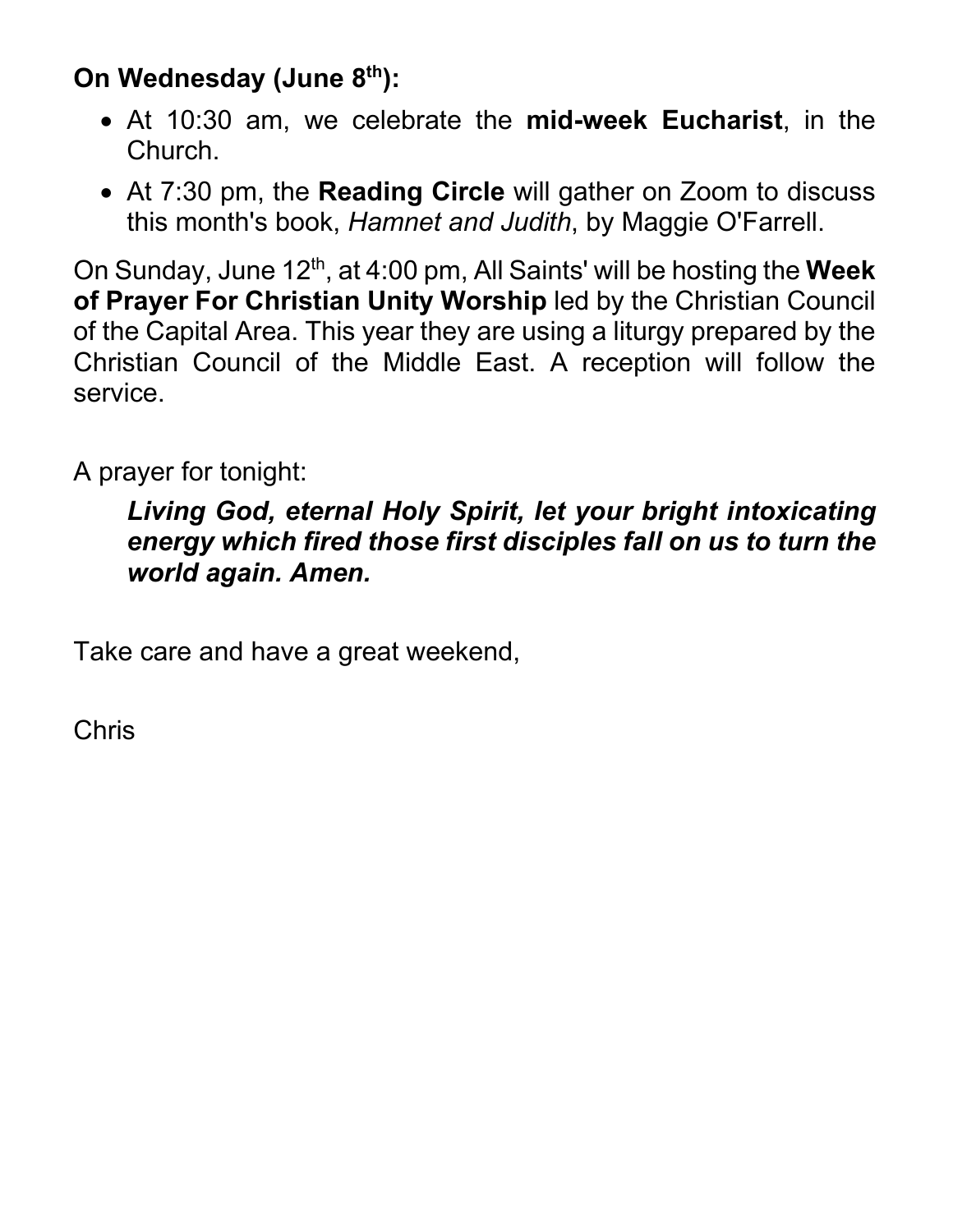**On Wednesday (June 8th):**

- At 10:30 am, we celebrate the **mid-week Eucharist**, in the Church.
- At 7:30 pm, the **Reading Circle** will gather on Zoom to discuss this month's book, *Hamnet and Judith*, by Maggie O'Farrell.

On Sunday, June 12th, at 4:00 pm, All Saints' will be hosting the **Week of Prayer For Christian Unity Worship** led by the Christian Council of the Capital Area. This year they are using a liturgy prepared by the Christian Council of the Middle East. A reception will follow the service.

A prayer for tonight:

> ***Living God, eternal Holy Spirit, let your bright intoxicating energy which fired those first disciples fall on us to turn the world again. Amen.***

Take care and have a great weekend,

Chris